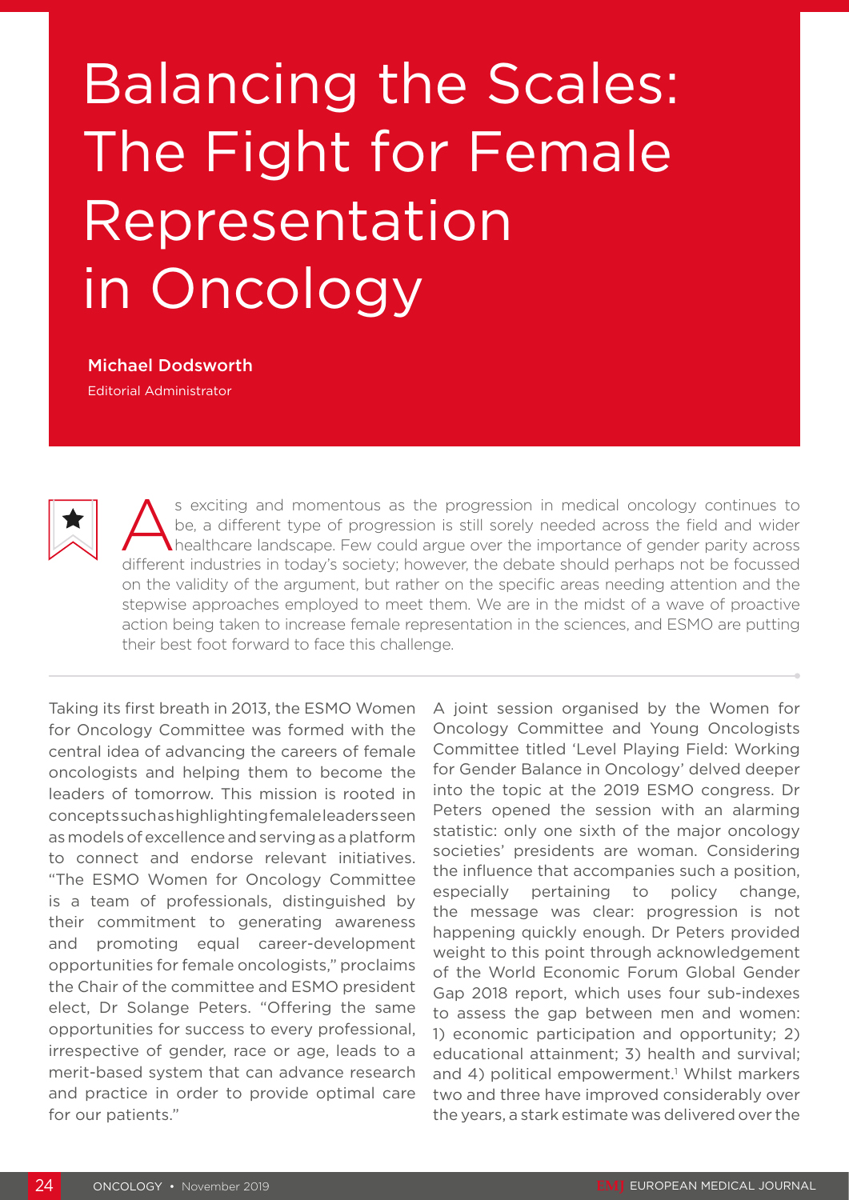# Balancing the Scales: The Fight for Female Representation in Oncology

**Michael Dodsworth**

Editorial Administrator

As exciting and momentous as the progression in medical oncology continues to be, a different type of progression is still sorely needed across the field and wider healthcare landscape. Few could argue over the importance of gender parity across different industries in today's society; however, the debate should perhaps not be focussed on the validity of the argument, but rather on the specific areas needing attention and the stepwise approaches employed to meet them. We are in the midst of a wave of proactive action being taken to increase female representation in the sciences, and ESMO are putting their best foot forward to face this challenge.

Taking its first breath in 2013, the ESMO Women for Oncology Committee was formed with the central idea of advancing the careers of female oncologists and helping them to become the leaders of tomorrow. This mission is rooted in concepts such as highlighting female leaders seen as models of excellence and serving as a platform to connect and endorse relevant initiatives. "The ESMO Women for Oncology Committee is a team of professionals, distinguished by their commitment to generating awareness and promoting equal career-development opportunities for female oncologists," proclaims the Chair of the committee and ESMO president elect, Dr Solange Peters. "Offering the same opportunities for success to every professional, irrespective of gender, race or age, leads to a merit-based system that can advance research and practice in order to provide optimal care for our patients."

A joint session organised by the Women for Oncology Committee and Young Oncologists Committee titled 'Level Playing Field: Working for Gender Balance in Oncology' delved deeper into the topic at the 2019 ESMO congress. Dr Peters opened the session with an alarming statistic: only one sixth of the major oncology societies' presidents are woman. Considering the influence that accompanies such a position, especially pertaining to policy change, the message was clear: progression is not happening quickly enough. Dr Peters provided weight to this point through acknowledgement of the World Economic Forum Global Gender Gap 2018 report, which uses four sub-indexes to assess the gap between men and women: 1) economic participation and opportunity; 2) educational attainment; 3) health and survival; and 4) political empowerment.[1] Whilst markers two and three have improved considerably over the years, a stark estimate was delivered over the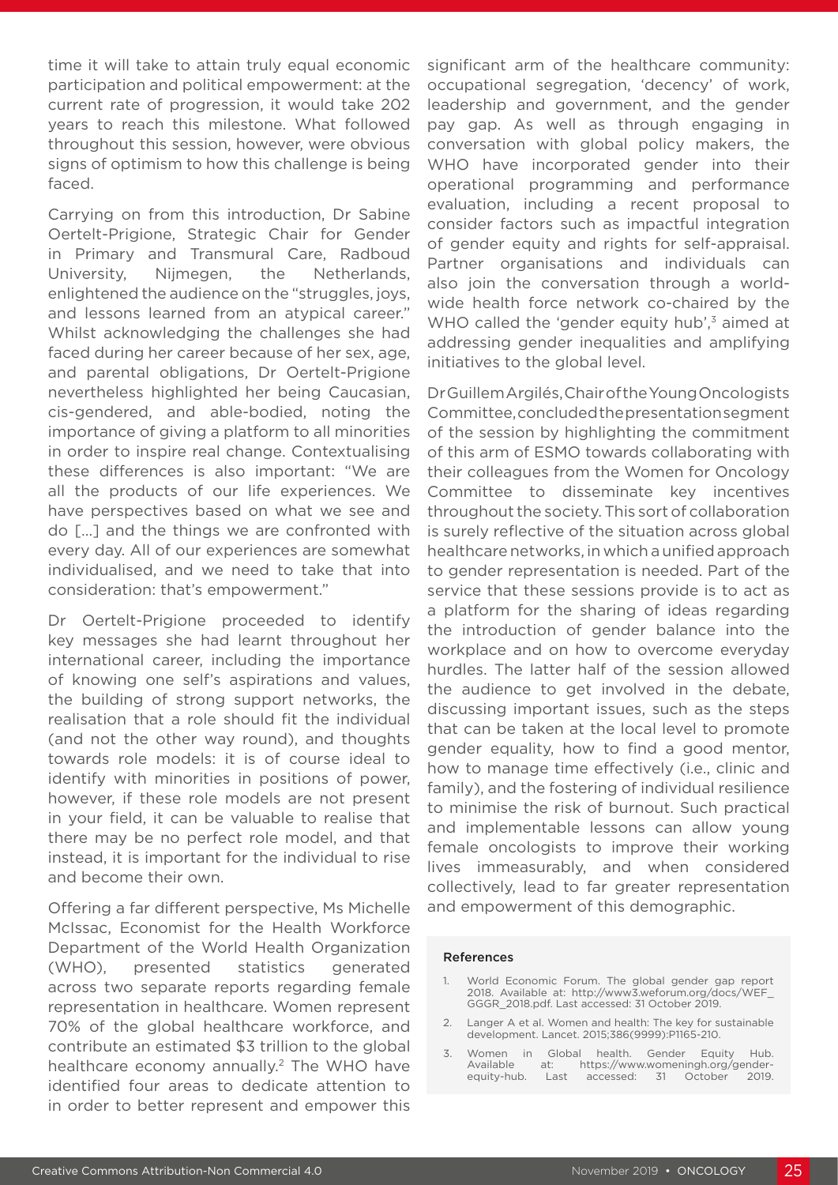time it will take to attain truly equal economic participation and political empowerment: at the current rate of progression, it would take 202 years to reach this milestone. What followed throughout this session, however, were obvious signs of optimism to how this challenge is being faced.

Carrying on from this introduction, Dr Sabine Oertelt-Prigione, Strategic Chair for Gender in Primary and Transmural Care, Radboud University, Nijmegen, the Netherlands, enlightened the audience on the "struggles, joys, and lessons learned from an atypical career." Whilst acknowledging the challenges she had faced during her career because of her sex, age, and parental obligations, Dr Oertelt-Prigione nevertheless highlighted her being Caucasian, cis-gendered, and able-bodied, noting the importance of giving a platform to all minorities in order to inspire real change. Contextualising these differences is also important: "We are all the products of our life experiences. We have perspectives based on what we see and do [...] and the things we are confronted with every day. All of our experiences are somewhat individualised, and we need to take that into consideration: that's empowerment."

Dr Oertelt-Prigione proceeded to identify key messages she had learnt throughout her international career, including the importance of knowing one self's aspirations and values, the building of strong support networks, the realisation that a role should fit the individual (and not the other way round), and thoughts towards role models: it is of course ideal to identify with minorities in positions of power, however, if these role models are not present in your field, it can be valuable to realise that there may be no perfect role model, and that instead, it is important for the individual to rise and become their own.

Offering a far different perspective, Ms Michelle McIssac, Economist for the Health Workforce Department of the World Health Organization (WHO), presented statistics generated across two separate reports regarding female representation in healthcare. Women represent 70% of the global healthcare workforce, and contribute an estimated $3 trillion to the global healthcare economy annually.[2] The WHO have identified four areas to dedicate attention to in order to better represent and empower this significant arm of the healthcare community: occupational segregation, 'decency' of work, leadership and government, and the gender pay gap. As well as through engaging in conversation with global policy makers, the WHO have incorporated gender into their operational programming and performance evaluation, including a recent proposal to consider factors such as impactful integration of gender equity and rights for self-appraisal. Partner organisations and individuals can also join the conversation through a worldwide health force network co-chaired by the WHO called the 'gender equity hub',[3] aimed at addressing gender inequalities and amplifying initiatives to the global level.

Dr Guillem Argilés, Chair of the Young Oncologists Committee, concluded the presentation segment of the session by highlighting the commitment of this arm of ESMO towards collaborating with their colleagues from the Women for Oncology Committee to disseminate key incentives throughout the society. This sort of collaboration is surely reflective of the situation across global healthcare networks, in which a unified approach to gender representation is needed. Part of the service that these sessions provide is to act as a platform for the sharing of ideas regarding the introduction of gender balance into the workplace and on how to overcome everyday hurdles. The latter half of the session allowed the audience to get involved in the debate, discussing important issues, such as the steps that can be taken at the local level to promote gender equality, how to find a good mentor, how to manage time effectively (i.e., clinic and family), and the fostering of individual resilience to minimise the risk of burnout. Such practical and implementable lessons can allow young female oncologists to improve their working lives immeasurably, and when considered collectively, lead to far greater representation and empowerment of this demographic.

### References

1. World Economic Forum. The global gender gap report 2018. Available at: http://www3.weforum.org/docs/WEF_GGGR_2018.pdf. Last accessed: 31 October 2019.
2. Langer A et al. Women and health: The key for sustainable development. Lancet. 2015;386(9999):P1165-210.
3. Women in Global health. Gender Equity Hub. Available at: https://www.womeningh.org/gender-equity-hub. Last accessed: 31 October 2019.